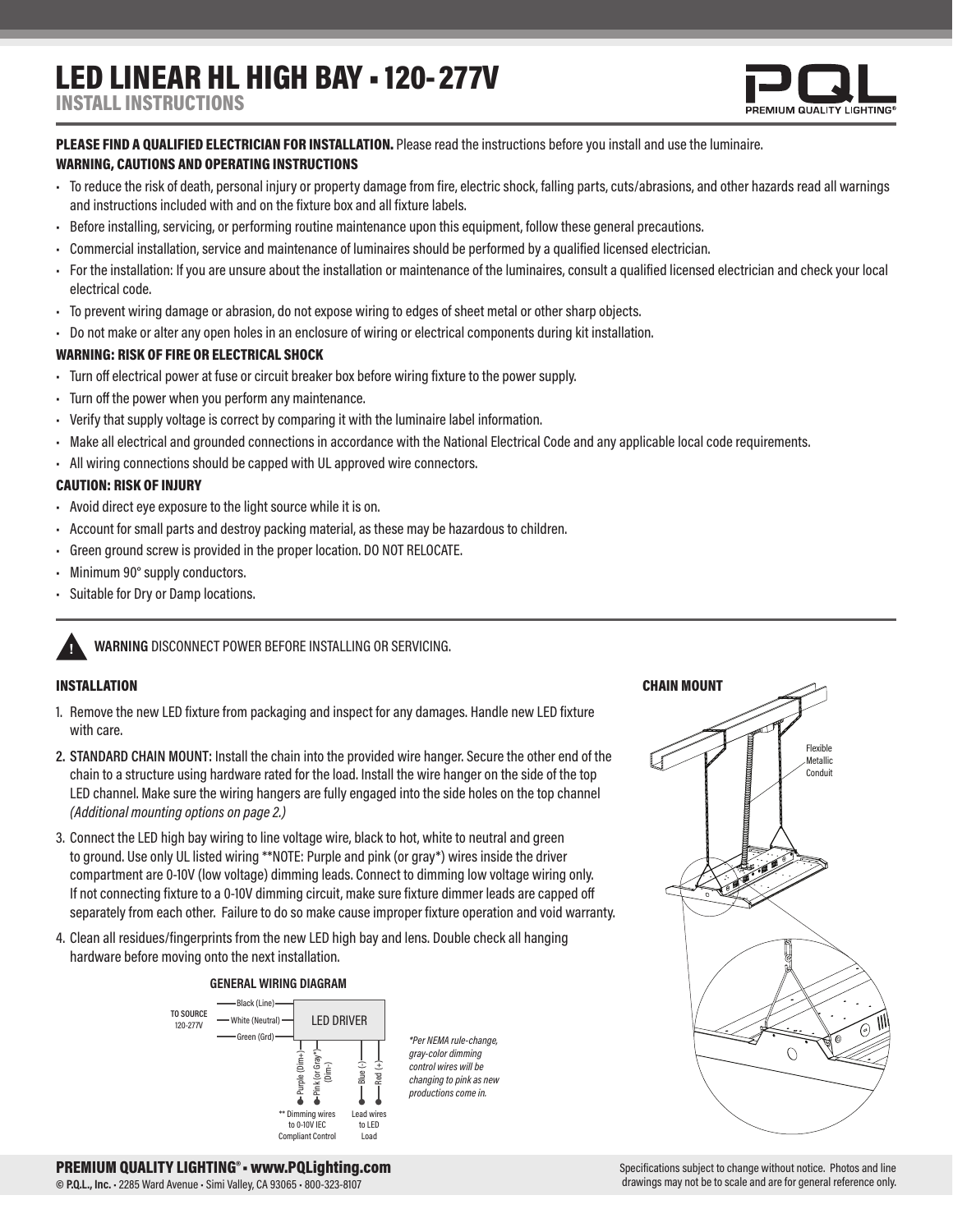# LED LINEAR HL HIGH BAY • 120-277V

## INSTALL INSTRUCTIONS

**PLEASE FIND A QUALIFIED ELECTRICIAN FOR INSTALLATION.** Please read the instructions before you install and use the luminaire.

### WARNING, CAUTIONS AND OPERATING INSTRUCTIONS

- To reduce the risk of death, personal injury or property damage from fire, electric shock, falling parts, cuts/abrasions, and other hazards read all warnings and instructions included with and on the fixture box and all fixture labels.
- Before installing, servicing, or performing routine maintenance upon this equipment, follow these general precautions.
- Commercial installation, service and maintenance of luminaires should be performed by a qualified licensed electrician.
- For the installation: If you are unsure about the installation or maintenance of the luminaires, consult a qualified licensed electrician and check your local electrical code.
- To prevent wiring damage or abrasion, do not expose wiring to edges of sheet metal or other sharp objects.
- Do not make or alter any open holes in an enclosure of wiring or electrical components during kit installation.

### WARNING: RISK OF FIRE OR ELECTRICAL SHOCK

- Turn off electrical power at fuse or circuit breaker box before wiring fixture to the power supply.
- Turn off the power when you perform any maintenance.
- Verify that supply voltage is correct by comparing it with the luminaire label information.
- Make all electrical and grounded connections in accordance with the National Electrical Code and any applicable local code requirements.
- All wiring connections should be capped with UL approved wire connectors.

### CAUTION: RISK OF INJURY

- Avoid direct eye exposure to the light source while it is on.
- Account for small parts and destroy packing material, as these may be hazardous to children.
- Green ground screw is provided in the proper location. DO NOT RELOCATE.
- Minimum 90° supply conductors.
- Suitable for Dry or Damp locations.

**WARNING** DISCONNECT POWER BEFORE INSTALLING OR SERVICING.

### INSTALLATION

1. Remove the new LED fixture from packaging and inspect for any damages. Handle new LED fixture with care.
2. **STANDARD CHAIN MOUNT:** Install the chain into the provided wire hanger. Secure the other end of the chain to a structure using hardware rated for the load. Install the wire hanger on the side of the top LED channel. Make sure the wiring hangers are fully engaged into the side holes on the top channel *(Additional mounting options on page 2.)*
3. Connect the LED high bay wiring to line voltage wire, black to hot, white to neutral and green to ground. Use only UL listed wiring **NOTE: Purple and pink (or gray*) wires inside the driver compartment are 0-10V (low voltage) dimming leads. Connect to dimming low voltage wiring only. If not connecting fixture to a 0-10V dimming circuit, make sure fixture dimmer leads are capped off separately from each other. Failure to do so make cause improper fixture operation and void warranty.
4. Clean all residues/fingerprints from the new LED high bay and lens. Double check all hanging hardware before moving onto the next installation.

### GENERAL WIRING DIAGRAM

TO SOURCE 120-277V — Black (Line), White (Neutral), Green (Grd) → LED DRIVER

Purple (Dim+), Pink (or Gray*) (Dim-): ** Dimming wires to 0-10V IEC Compliant Control

Blue (-), Red (+): Lead wires to LED Load

*Per NEMA rule-change, gray-color dimming control wires will be changing to pink as new productions come in.*

### CHAIN MOUNT

Flexible Metallic Conduit

**PREMIUM QUALITY LIGHTING® • www.PQLighting.com**
© **P.Q.L., Inc.** • 2285 Ward Avenue • Simi Valley, CA 93065 • 800-323-8107

Specifications subject to change without notice. Photos and line drawings may not be to scale and are for general reference only.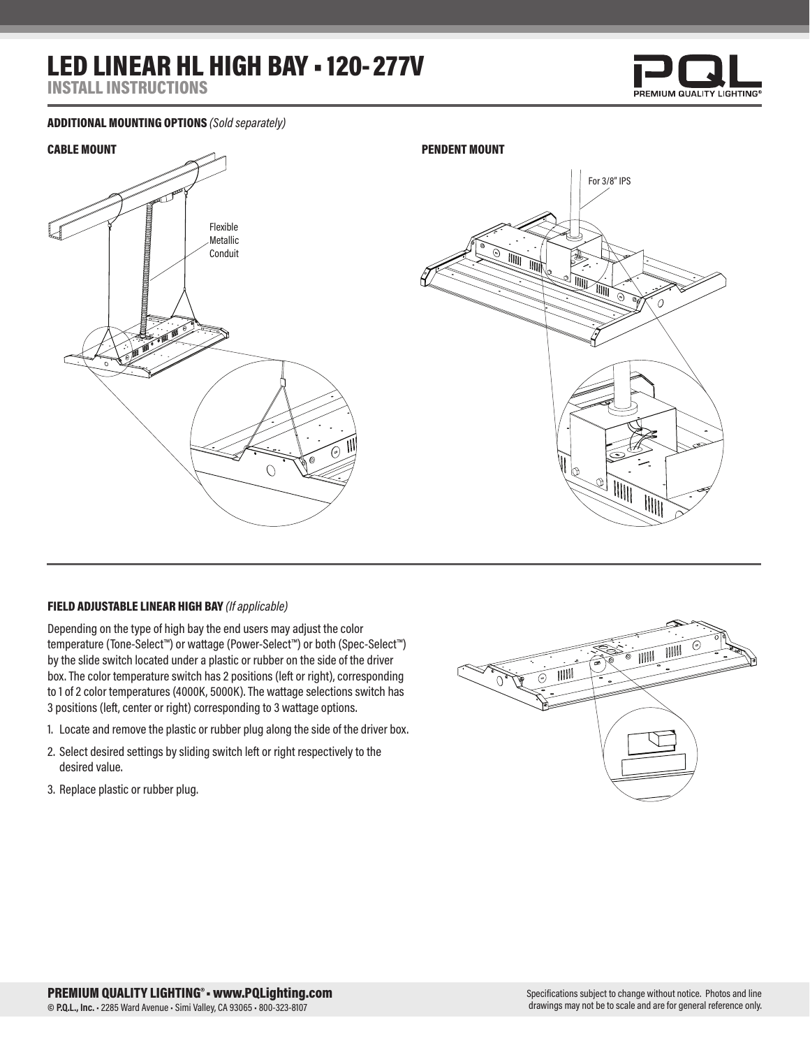# LED LINEAR HL HIGH BAY • 120-277V

## INSTALL INSTRUCTIONS

### ADDITIONAL MOUNTING OPTIONS *(Sold separately)*

#### CABLE MOUNT

Flexible Metallic Conduit

#### PENDENT MOUNT

For 3/8" IPS

### FIELD ADJUSTABLE LINEAR HIGH BAY *(If applicable)*

Depending on the type of high bay the end users may adjust the color temperature (Tone-Select™) or wattage (Power-Select™) or both (Spec-Select™) by the slide switch located under a plastic or rubber on the side of the driver box. The color temperature switch has 2 positions (left or right), corresponding to 1 of 2 color temperatures (4000K, 5000K). The wattage selections switch has 3 positions (left, center or right) corresponding to 3 wattage options.

1. Locate and remove the plastic or rubber plug along the side of the driver box.
2. Select desired settings by sliding switch left or right respectively to the desired value.
3. Replace plastic or rubber plug.

**PREMIUM QUALITY LIGHTING® • www.PQLighting.com**
**© P.Q.L., Inc.** • 2285 Ward Avenue • Simi Valley, CA 93065 • 800-323-8107

Specifications subject to change without notice. Photos and line drawings may not be to scale and are for general reference only.